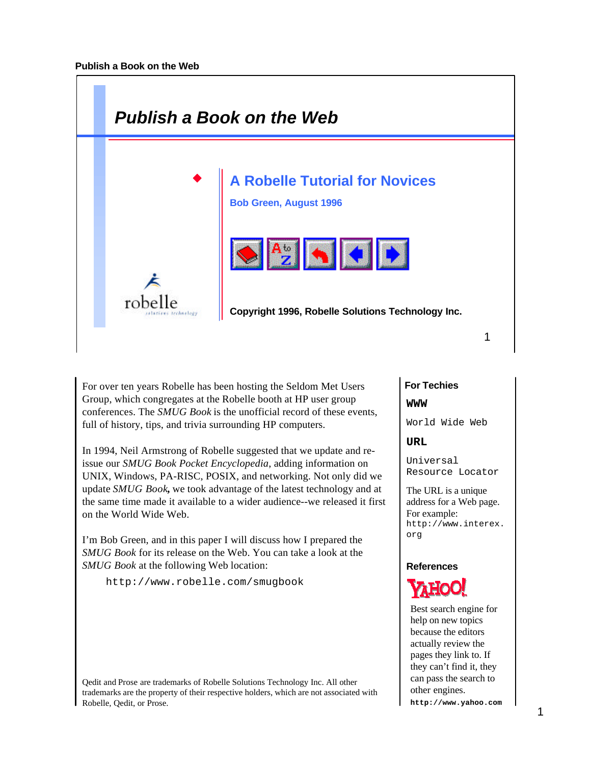# Publish a Book on the Web

## A Robelle Tutorial for Novices

**Bob Green, August 1996**

**Copyright 1996, Robelle Solutions Technology Inc.**

For over ten years Robelle has been hosting the Seldom Met Users Group, which congregates at the Robelle booth at HP user group conferences. The *SMUG Book* is the unofficial record of these events, full of history, tips, and trivia surrounding HP computers.

In 1994, Neil Armstrong of Robelle suggested that we update and re-issue our *SMUG Book Pocket Encyclopedia*, adding information on UNIX, Windows, PA-RISC, POSIX, and networking. Not only did we update *SMUG Book*, we took advantage of the latest technology and at the same time made it available to a wider audience--we released it first on the World Wide Web.

I'm Bob Green, and in this paper I will discuss how I prepared the *SMUG Book* for its release on the Web. You can take a look at the *SMUG Book* at the following Web location:

```
http://www.robelle.com/smugbook
```

Qedit and Prose are trademarks of Robelle Solutions Technology Inc. All other trademarks are the property of their respective holders, which are not associated with Robelle, Qedit, or Prose.

### For Techies

**`WWW`**

`World Wide Web`

**`URL`**

`Universal Resource Locator`

The URL is a unique address for a Web page. For example: `http://www.interex.org`

### References

YAHOO!

Best search engine for help on new topics because the editors actually review the pages they link to. If they can't find it, they can pass the search to other engines.

**`http://www.yahoo.com`**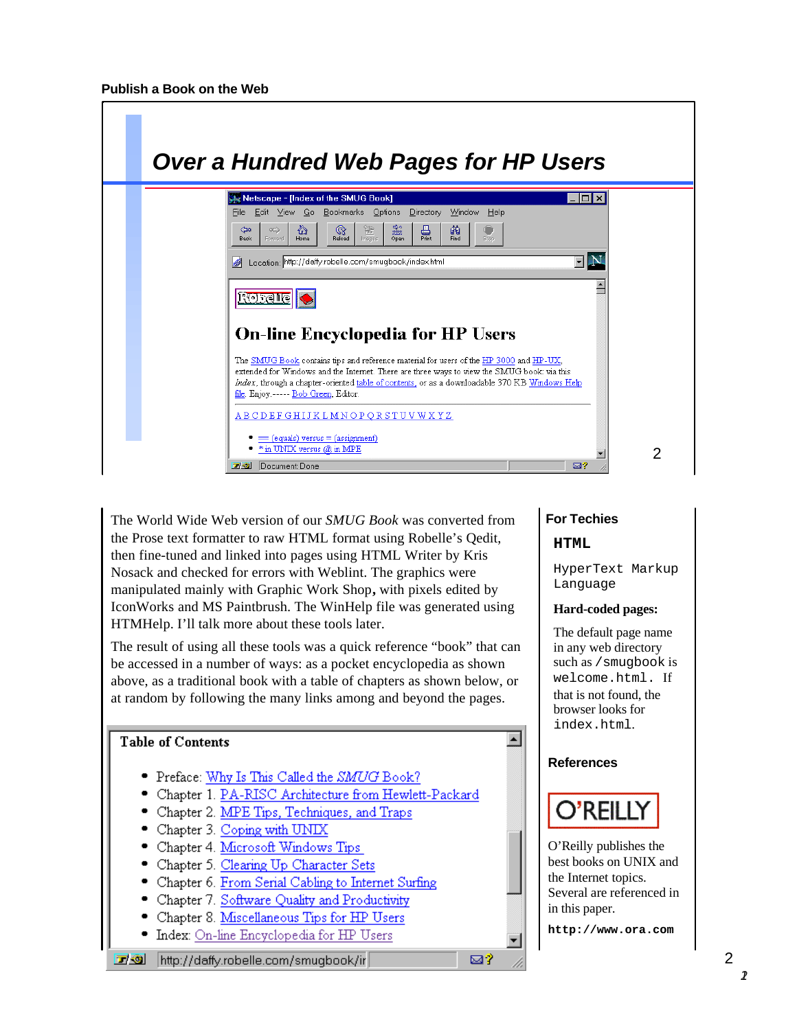## Over a Hundred Web Pages for HP Users

Netscape - [Index of the SMUG Book]

File Edit View Go Bookmarks Options Directory Window Help

Location: http://daffy.robelle.com/smugbook/index.html

# On-line Encyclopedia for HP Users

The SMUG Book contains tips and reference material for users of the HP 3000 and HP-UX, extended for Windows and the Internet. There are three ways to view the SMUG book: via this *Index*, through a chapter-oriented table of contents, or as a downloadable 370 KB Windows Help file. Enjoy.----- Bob Green, Editor.

A B C D E F G H I J K L M N O P Q R S T U V W X Y Z

- == (equals) versus = (assignment)
- * in UNIX versus @ in MPE

Document: Done

The World Wide Web version of our *SMUG Book* was converted from the Prose text formatter to raw HTML format using Robelle's Qedit, then fine-tuned and linked into pages using HTML Writer by Kris Nosack and checked for errors with Weblint. The graphics were manipulated mainly with Graphic Work Shop**,** with pixels edited by IconWorks and MS Paintbrush. The WinHelp file was generated using HTMHelp. I'll talk more about these tools later.

The result of using all these tools was a quick reference "book" that can be accessed in a number of ways: as a pocket encyclopedia as shown above, as a traditional book with a table of chapters as shown below, or at random by following the many links among and beyond the pages.

**Table of Contents**

- Preface: Why Is This Called the *SMUG* Book?
- Chapter 1. PA-RISC Architecture from Hewlett-Packard
- Chapter 2. MPE Tips, Techniques, and Traps
- Chapter 3. Coping with UNIX
- Chapter 4. Microsoft Windows Tips
- Chapter 5. Clearing Up Character Sets
- Chapter 6. From Serial Cabling to Internet Surfing
- Chapter 7. Software Quality and Productivity
- Chapter 8. Miscellaneous Tips for HP Users
- Index: On-line Encyclopedia for HP Users

http://daffy.robelle.com/smugbook/ir

### For Techies

**`HTML`**

`HyperText Markup Language`

**Hard-coded pages:**

The default page name in any web directory such as `/smugbook` is `welcome.html`. If that is not found, the browser looks for `index.html`.

### References

O'REILLY

O'Reilly publishes the best books on UNIX and the Internet topics. Several are referenced in in this paper.

**`http://www.ora.com`**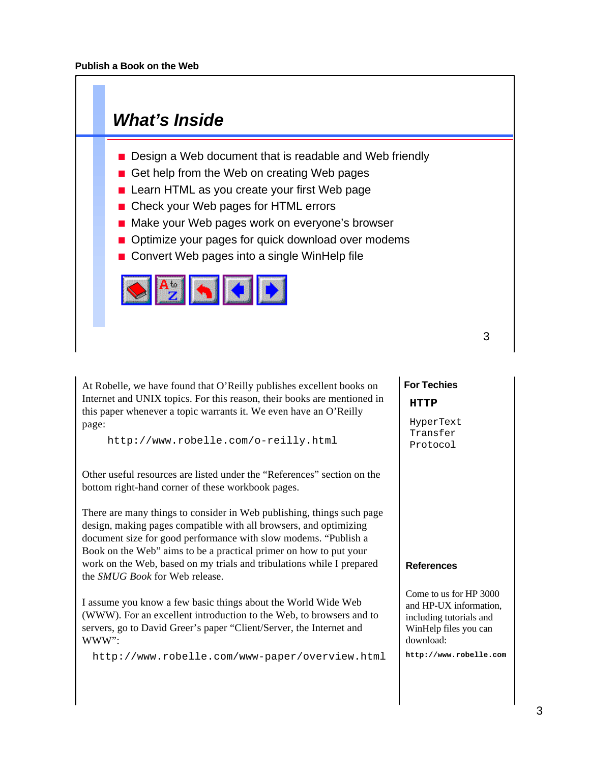## What's Inside

- Design a Web document that is readable and Web friendly
- Get help from the Web on creating Web pages
- Learn HTML as you create your first Web page
- Check your Web pages for HTML errors
- Make your Web pages work on everyone's browser
- Optimize your pages for quick download over modems
- Convert Web pages into a single WinHelp file

At Robelle, we have found that O'Reilly publishes excellent books on Internet and UNIX topics. For this reason, their books are mentioned in this paper whenever a topic warrants it. We even have an O'Reilly page:

```
http://www.robelle.com/o-reilly.html
```

Other useful resources are listed under the "References" section on the bottom right-hand corner of these workbook pages.

There are many things to consider in Web publishing, things such page design, making pages compatible with all browsers, and optimizing document size for good performance with slow modems. "Publish a Book on the Web" aims to be a practical primer on how to put your work on the Web, based on my trials and tribulations while I prepared the *SMUG Book* for Web release.

I assume you know a few basic things about the World Wide Web (WWW). For an excellent introduction to the Web, to browsers and to servers, go to David Greer's paper "Client/Server, the Internet and WWW":

```
http://www.robelle.com/www-paper/overview.html
```

**For Techies**

**HTTP**

HyperText Transfer Protocol

**References**

Come to us for HP 3000 and HP-UX information, including tutorials and WinHelp files you can download:

**http://www.robelle.com**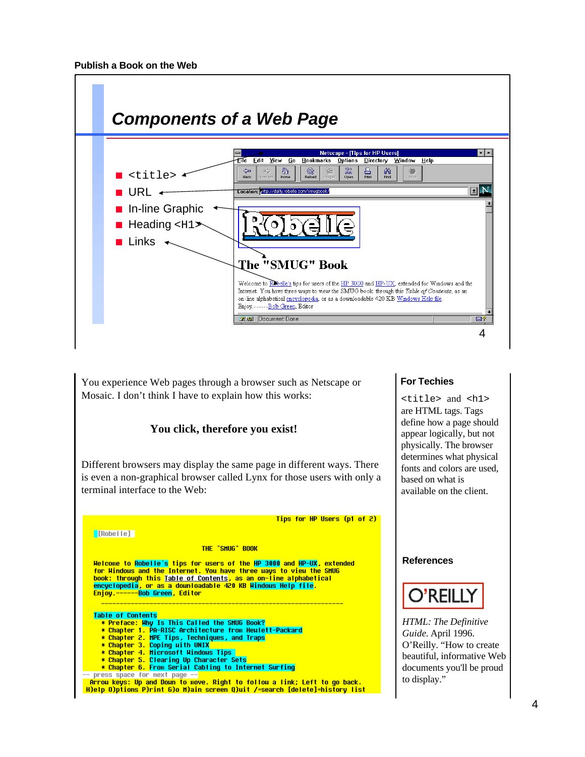## Components of a Web Page

- <title>
- URL
- In-line Graphic
- Heading <H1>
- Links

You experience Web pages through a browser such as Netscape or Mosaic. I don't think I have to explain how this works:

**You click, therefore you exist!**

Different browsers may display the same page in different ways. There is even a non-graphical browser called Lynx for those users with only a terminal interface to the Web:

```
                                              Tips for HP Users (p1 of 2)
  [Robelle]

                          THE "SMUG" BOOK

  Welcome to Robelle's tips for users of the HP 3000 and HP-UX, extended
  for Windows and the Internet. You have three ways to view the SMUG
  book: through this Table of Contents, as an on-line alphabetical
  encyclopedia, or as a downloadable 420 KB Windows Help file.
  Enjoy.------Bob Green, Editor
     ____________________________________________________________

  Table of Contents
     * Preface: Why Is This Called the SMUG Book?
     * Chapter 1. PA-RISC Architecture from Hewlett-Packard
     * Chapter 2. MPE Tips, Techniques, and Traps
     * Chapter 3. Coping with UNIX
     * Chapter 4. Microsoft Windows Tips
     * Chapter 5. Clearing Up Character Sets
     * Chapter 6. From Serial Cabling to Internet Surfing
-- press space for next page --
  Arrow keys: Up and Down to move. Right to follow a link; Left to go back.
 H)elp O)ptions P)rint G)o M)ain screen Q)uit /=search [delete]=history list
```

### For Techies

<title> and <h1> are HTML tags. Tags define how a page should appear logically, but not physically. The browser determines what physical fonts and colors are used, based on what is available on the client.

### References

O'REILLY

*HTML: The Definitive Guide.* April 1996. O'Reilly. "How to create beautiful, informative Web documents you'll be proud to display."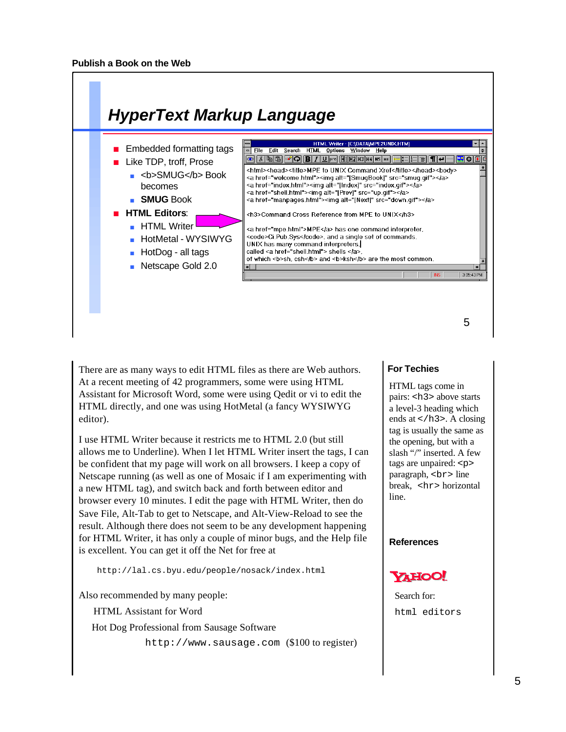Publish a Book on the Web

## *HyperText Markup Language*

- Embedded formatting tags
- Like TDP, troff, Prose
  - <b>SMUG</b> Book becomes
  - **SMUG** Book
- **HTML Editors**:
  - HTML Writer
  - HotMetal - WYSIWYG
  - HotDog - all tags
  - Netscape Gold 2.0

```
HTML Writer - [C:\DATA\MPE2UNIX.HTM]
File  Edit  Search  HTML  Options  Window  Help

<html><head><title>MPE to UNIX Command Xref</title></head><body>
<a href="welcome.html"><img alt="[SmugBook]" src="smug.gif"></a>
<a href="index.html"><img alt="[Index]" src="index.gif"></a>
<a href="shell.html"><img alt="[Prev]" src="up.gif"></a>
<a href="manpages.html"><img alt="[Next]" src="down.gif"></a>

<h3>Command Cross Reference from MPE to UNIX</h3>

<a href="mpe.html">MPE</a> has one command interpreter,
<code>Ci.Pub.Sys</code>, and a single set of commands.
UNIX has many command interpreters,
called <a href="shell.html"> shells </a>,
of which <b>sh, csh</b> and <b>ksh</b> are the most common.
```

There are as many ways to edit HTML files as there are Web authors. At a recent meeting of 42 programmers, some were using HTML Assistant for Microsoft Word, some were using Qedit or vi to edit the HTML directly, and one was using HotMetal (a fancy WYSIWYG editor).

I use HTML Writer because it restricts me to HTML 2.0 (but still allows me to Underline). When I let HTML Writer insert the tags, I can be confident that my page will work on all browsers. I keep a copy of Netscape running (as well as one of Mosaic if I am experimenting with a new HTML tag), and switch back and forth between editor and browser every 10 minutes. I edit the page with HTML Writer, then do Save File, Alt-Tab to get to Netscape, and Alt-View-Reload to see the result. Although there does not seem to be any development happening for HTML Writer, it has only a couple of minor bugs, and the Help file is excellent. You can get it off the Net for free at

`http://lal.cs.byu.edu/people/nosack/index.html`

Also recommended by many people:

HTML Assistant for Word

Hot Dog Professional from Sausage Software

`http://www.sausage.com` ($100 to register)

### For Techies

HTML tags come in pairs: `<h3>` above starts a level-3 heading which ends at `</h3>`. A closing tag is usually the same as the opening, but with a slash "/" inserted. A few tags are unpaired: `<p>` paragraph, `<br>` line break, `<hr>` horizontal line.

### References

YAHOO!

Search for:

`html editors`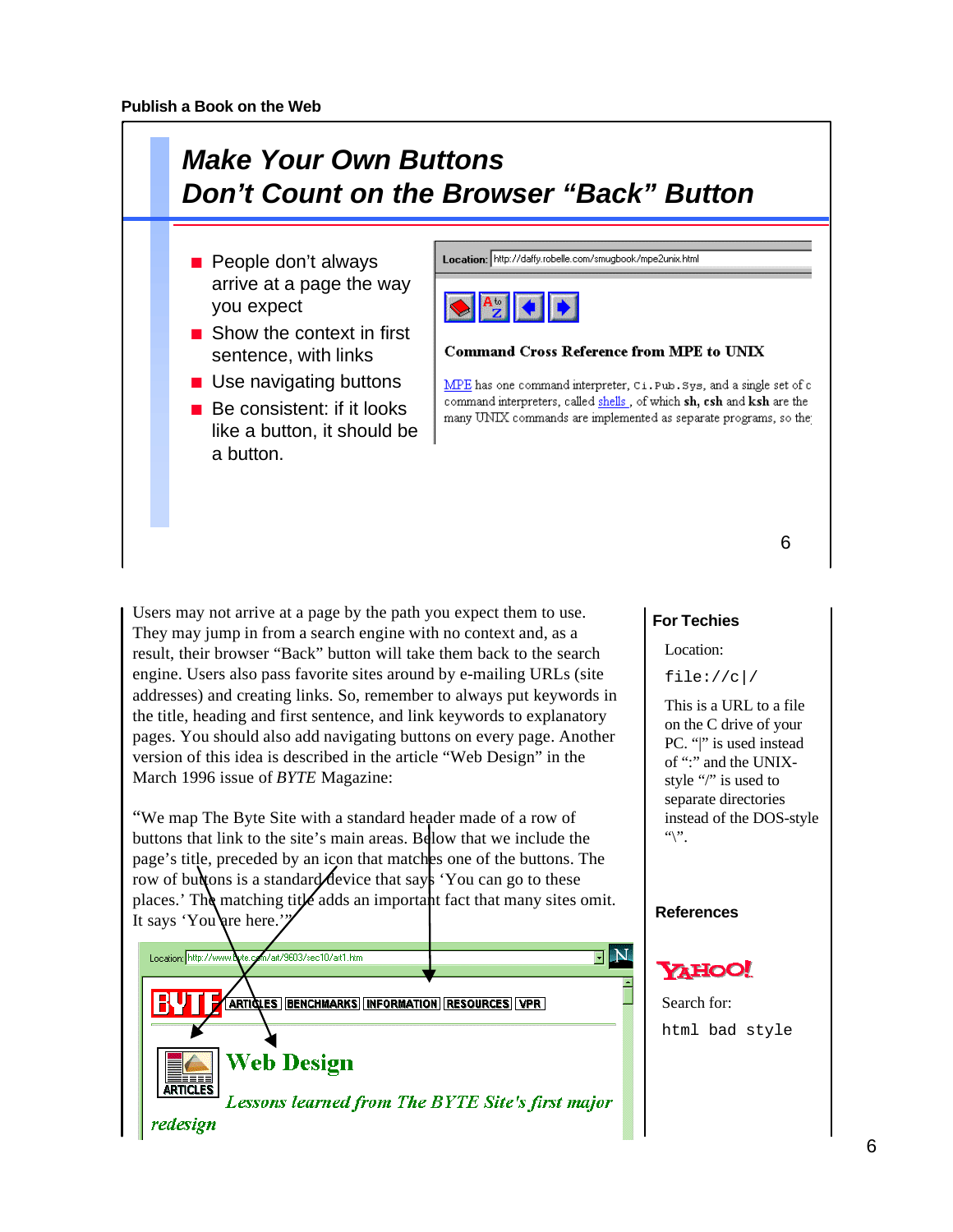## Make Your Own Buttons
## Don't Count on the Browser "Back" Button

- People don't always arrive at a page the way you expect
- Show the context in first sentence, with links
- Use navigating buttons
- Be consistent: if it looks like a button, it should be a button.

Location: http://daffy.robelle.com/smugbook/mpe2unix.html

**Command Cross Reference from MPE to UNIX**

MPE has one command interpreter, `Ci.Pub.Sys`, and a single set of c command interpreters, called shells , of which **sh**, **csh** and **ksh** are the many UNIX commands are implemented as separate programs, so the

Users may not arrive at a page by the path you expect them to use. They may jump in from a search engine with no context and, as a result, their browser "Back" button will take them back to the search engine. Users also pass favorite sites around by e-mailing URLs (site addresses) and creating links. So, remember to always put keywords in the title, heading and first sentence, and link keywords to explanatory pages. You should also add navigating buttons on every page. Another version of this idea is described in the article "Web Design" in the March 1996 issue of *BYTE* Magazine:

"We map The Byte Site with a standard header made of a row of buttons that link to the site's main areas. Below that we include the page's title, preceded by an icon that matches one of the buttons. The row of buttons is a standard device that says 'You can go to these places.' The matching title adds an important fact that many sites omit. It says 'You are here.'"

Location: http://www.byte.com/art/9603/sec10/art1.htm

BYTE | ARTICLES | BENCHMARKS | INFORMATION | RESOURCES | VPR

ARTICLES

**Web Design**

*Lessons learned from The BYTE Site's first major redesign*

### For Techies

Location:

`file://c|/`

This is a URL to a file on the C drive of your PC. "|" is used instead of ":" and the UNIX-style "/" is used to separate directories instead of the DOS-style "\".

### References

YAHOO!

Search for:

`html bad style`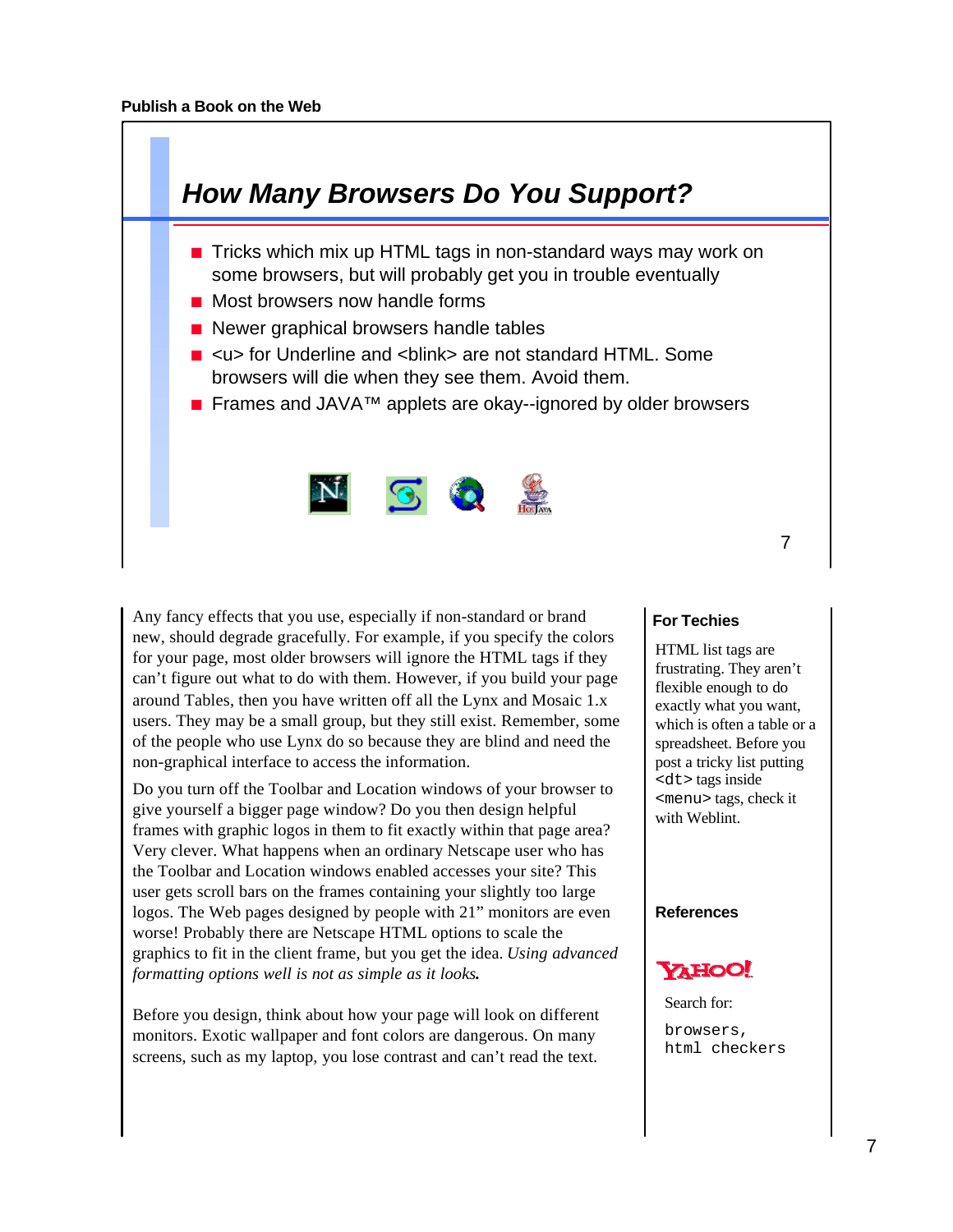## How Many Browsers Do You Support?

- Tricks which mix up HTML tags in non-standard ways may work on some browsers, but will probably get you in trouble eventually
- Most browsers now handle forms
- Newer graphical browsers handle tables
- <u> for Underline and <blink> are not standard HTML. Some browsers will die when they see them. Avoid them.
- Frames and JAVA™ applets are okay--ignored by older browsers

Any fancy effects that you use, especially if non-standard or brand new, should degrade gracefully. For example, if you specify the colors for your page, most older browsers will ignore the HTML tags if they can't figure out what to do with them. However, if you build your page around Tables, then you have written off all the Lynx and Mosaic 1.x users. They may be a small group, but they still exist. Remember, some of the people who use Lynx do so because they are blind and need the non-graphical interface to access the information.

Do you turn off the Toolbar and Location windows of your browser to give yourself a bigger page window? Do you then design helpful frames with graphic logos in them to fit exactly within that page area? Very clever. What happens when an ordinary Netscape user who has the Toolbar and Location windows enabled accesses your site? This user gets scroll bars on the frames containing your slightly too large logos. The Web pages designed by people with 21" monitors are even worse! Probably there are Netscape HTML options to scale the graphics to fit in the client frame, but you get the idea. *Using advanced formatting options well is not as simple as it looks.*

Before you design, think about how your page will look on different monitors. Exotic wallpaper and font colors are dangerous. On many screens, such as my laptop, you lose contrast and can't read the text.

**For Techies**

HTML list tags are frustrating. They aren't flexible enough to do exactly what you want, which is often a table or a spreadsheet. Before you post a tricky list putting `<dt>` tags inside `<menu>` tags, check it with Weblint.

**References**

YAHOO!

Search for:

```
browsers,
html checkers
```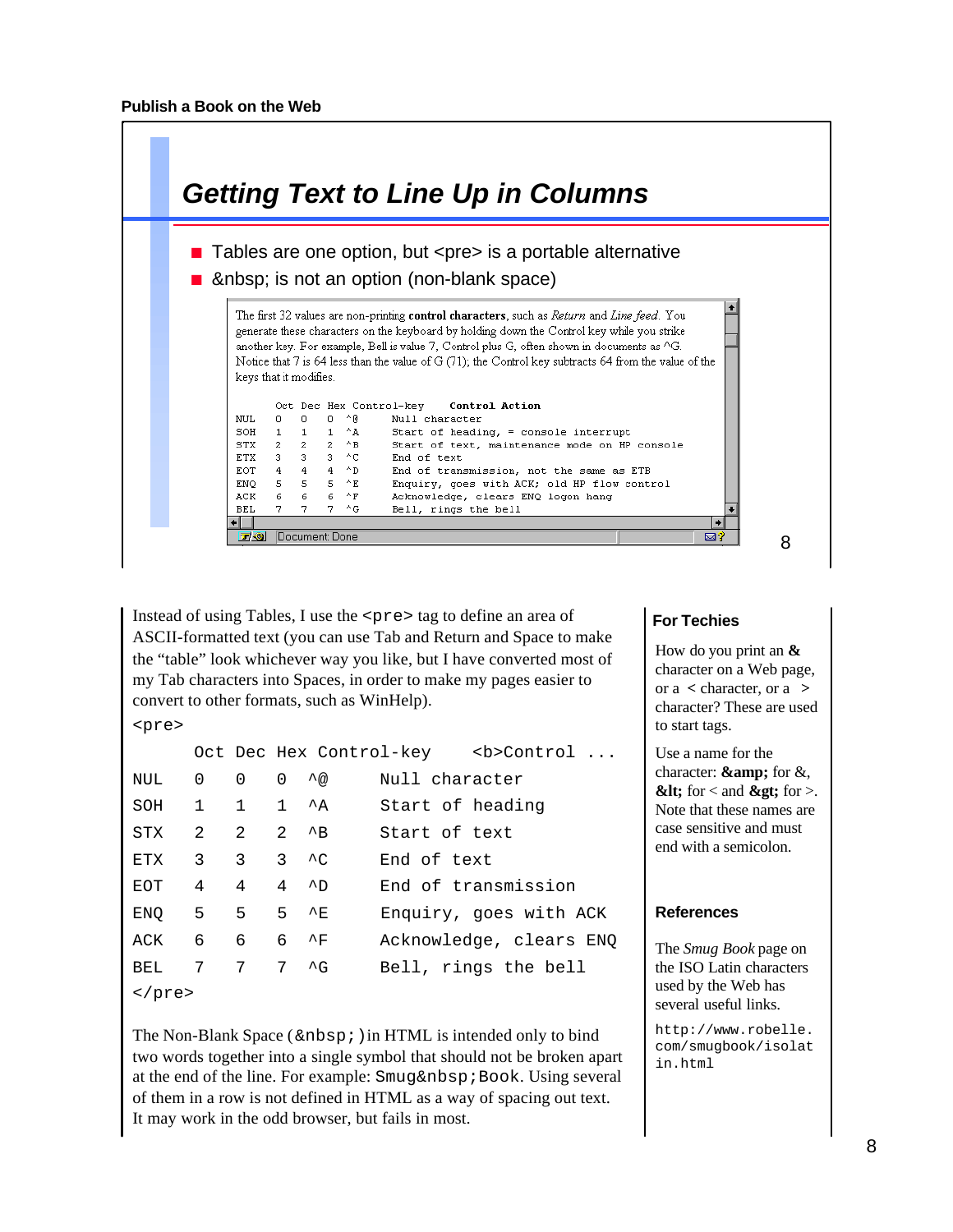## Getting Text to Line Up in Columns

- Tables are one option, but <pre> is a portable alternative
- &nbsp; is not an option (non-blank space)

The first 32 values are non-printing **control characters**, such as *Return* and *Line feed*. You generate these characters on the keyboard by holding down the Control key while you strike another key. For example, Bell is value 7, Control plus G, often shown in documents as ^G. Notice that 7 is 64 less than the value of G (71); the Control key subtracts 64 from the value of the keys that it modifies.

```
     Oct Dec Hex Control-key    Control Action
NUL  0   0   0   ^@      Null character
SOH  1   1   1   ^A      Start of heading, = console interrupt
STX  2   2   2   ^B      Start of text, maintenance mode on HP console
ETX  3   3   3   ^C      End of text
EOT  4   4   4   ^D      End of transmission, not the same as ETB
ENQ  5   5   5   ^E      Enquiry, goes with ACK; old HP flow control
ACK  6   6   6   ^F      Acknowledge, clears ENQ logon hang
BEL  7   7   7   ^G      Bell, rings the bell
```

Document: Done

Instead of using Tables, I use the `<pre>` tag to define an area of ASCII-formatted text (you can use Tab and Return and Space to make the "table" look whichever way you like, but I have converted most of my Tab characters into Spaces, in order to make my pages easier to convert to other formats, such as WinHelp).

```
<pre>
      Oct Dec Hex Control-key    <b>Control ...
NUL   0   0   0   ^@        Null character
SOH   1   1   1   ^A        Start of heading
STX   2   2   2   ^B        Start of text
ETX   3   3   3   ^C        End of text
EOT   4   4   4   ^D        End of transmission
ENQ   5   5   5   ^E        Enquiry, goes with ACK
ACK   6   6   6   ^F        Acknowledge, clears ENQ
BEL   7   7   7   ^G        Bell, rings the bell
</pre>
```

The Non-Blank Space (`&nbsp;`) in HTML is intended only to bind two words together into a single symbol that should not be broken apart at the end of the line. For example: `Smug&nbsp;Book`. Using several of them in a row is not defined in HTML as a way of spacing out text. It may work in the odd browser, but fails in most.

### For Techies

How do you print an **&** character on a Web page, or a < character, or a > character? These are used to start tags.

Use a name for the character: **&amp;** for &, **&lt;** for < and **&gt;** for >. Note that these names are case sensitive and must end with a semicolon.

### References

The *Smug Book* page on the ISO Latin characters used by the Web has several useful links.

`http://www.robelle.com/smugbook/isolatin.html`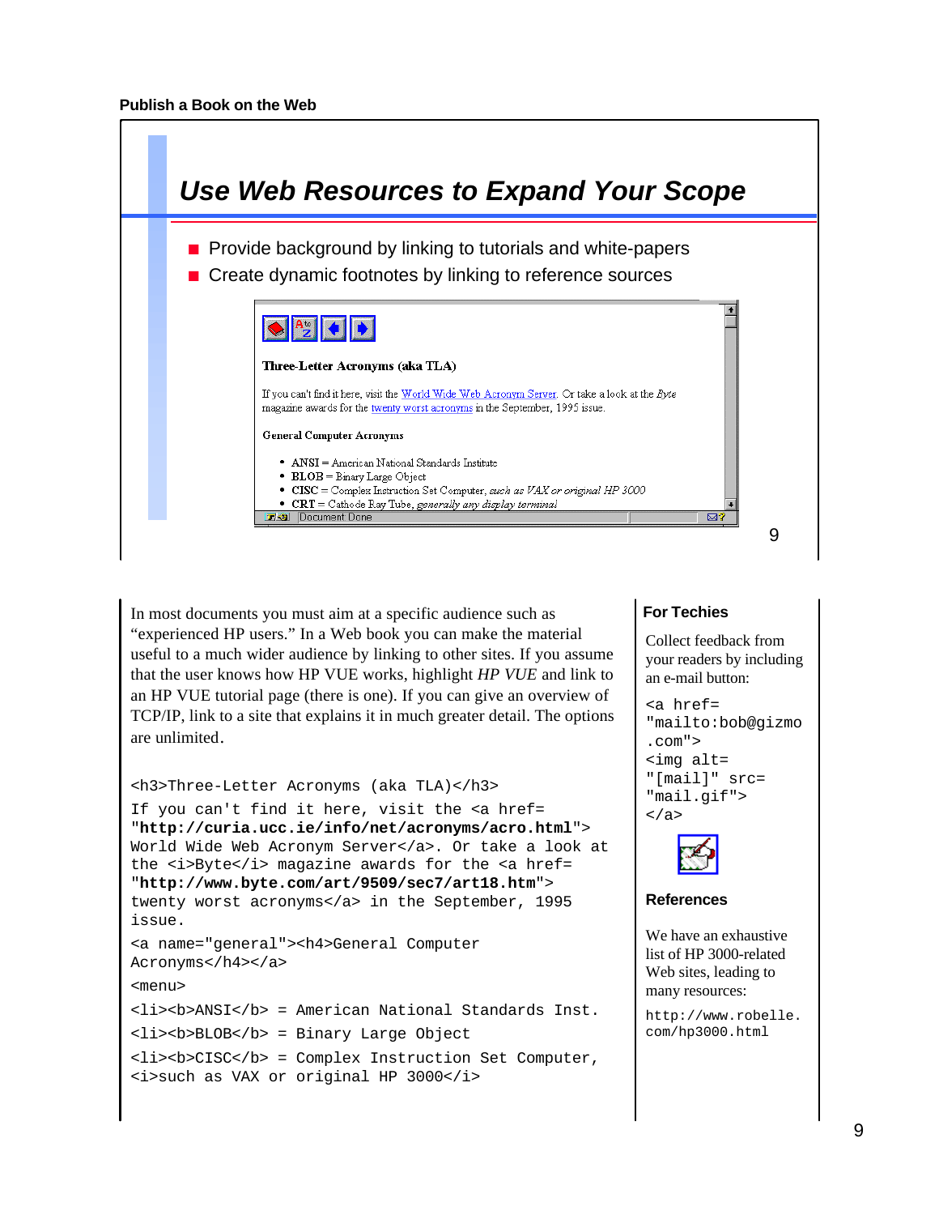## Use Web Resources to Expand Your Scope

- Provide background by linking to tutorials and white-papers
- Create dynamic footnotes by linking to reference sources

**Three-Letter Acronyms (aka TLA)**

If you can't find it here, visit the World Wide Web Acronym Server. Or take a look at the *Byte* magazine awards for the twenty worst acronyms in the September, 1995 issue.

**General Computer Acronyms**

- **ANSI** = American National Standards Institute
- **BLOB** = Binary Large Object
- **CISC** = Complex Instruction Set Computer, *such as VAX or original HP 3000*
- **CRT** = Cathode Ray Tube, *generally any display terminal*

Document Done

In most documents you must aim at a specific audience such as "experienced HP users." In a Web book you can make the material useful to a much wider audience by linking to other sites. If you assume that the user knows how HP VUE works, highlight *HP VUE* and link to an HP VUE tutorial page (there is one). If you can give an overview of TCP/IP, link to a site that explains it in much greater detail. The options are unlimited.

```
<h3>Three-Letter Acronyms (aka TLA)</h3>
If you can't find it here, visit the <a href=
"http://curia.ucc.ie/info/net/acronyms/acro.html">
World Wide Web Acronym Server</a>. Or take a look at
the <i>Byte</i> magazine awards for the <a href=
"http://www.byte.com/art/9509/sec7/art18.htm">
twenty worst acronyms</a> in the September, 1995
issue.
<a name="general"><h4>General Computer
Acronyms</h4></a>
<menu>
<li><b>ANSI</b> = American National Standards Inst.
<li><b>BLOB</b> = Binary Large Object
<li><b>CISC</b> = Complex Instruction Set Computer,
<i>such as VAX or original HP 3000</i>
```

### For Techies

Collect feedback from your readers by including an e-mail button:

```
<a href=
"mailto:bob@gizmo
.com">
<img alt=
"[mail]" src=
"mail.gif">
</a>
```

### References

We have an exhaustive list of HP 3000-related Web sites, leading to many resources:

http://www.robelle.com/hp3000.html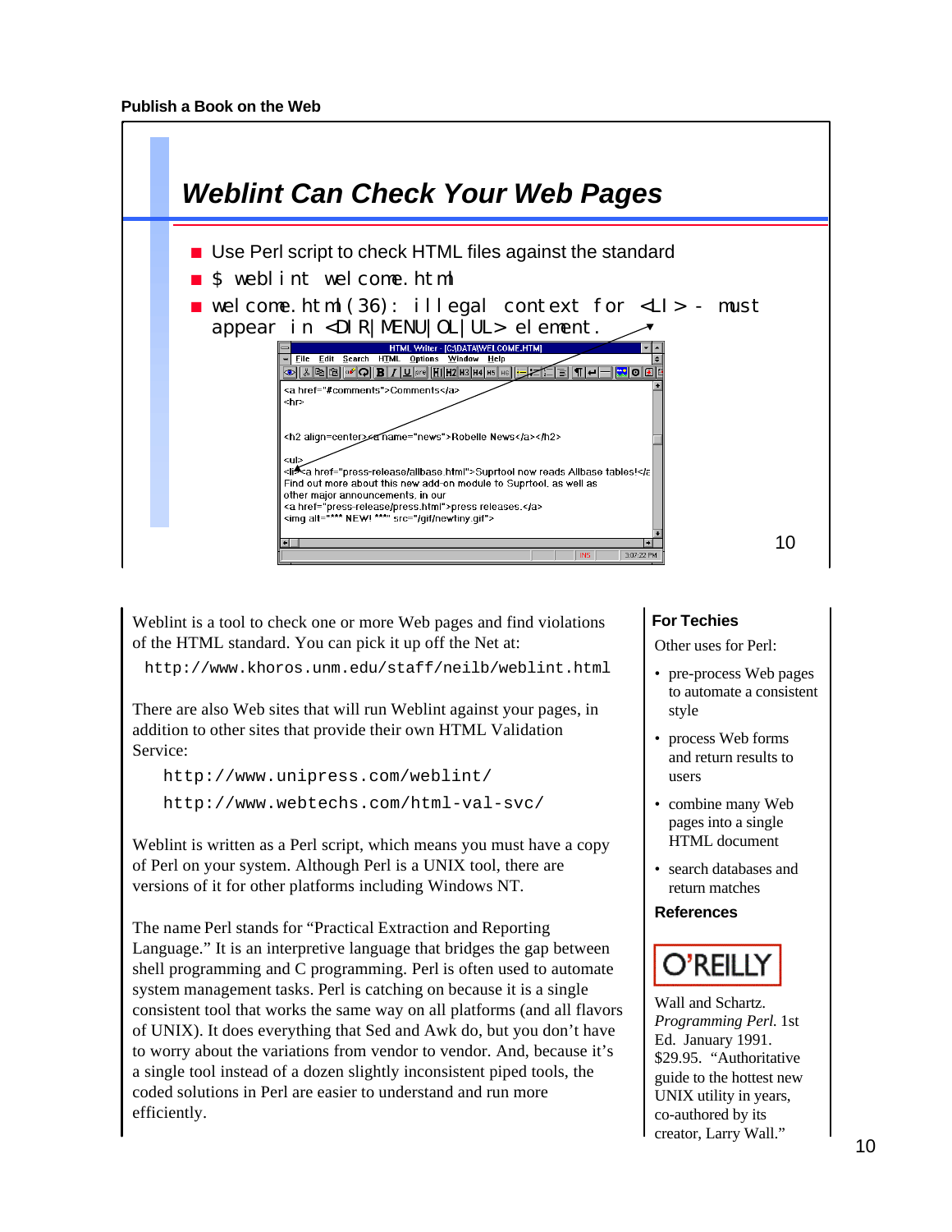## Weblint Can Check Your Web Pages

- Use Perl script to check HTML files against the standard
- `$ weblint welcome.html`
- `welcome.html(36): illegal context for <LI> - must appear in <DIR|MENU|OL|UL> element.`

Weblint is a tool to check one or more Web pages and find violations of the HTML standard. You can pick it up off the Net at:

```
http://www.khoros.unm.edu/staff/neilb/weblint.html
```

There are also Web sites that will run Weblint against your pages, in addition to other sites that provide their own HTML Validation Service:

```
http://www.unipress.com/weblint/
http://www.webtechs.com/html-val-svc/
```

Weblint is written as a Perl script, which means you must have a copy of Perl on your system. Although Perl is a UNIX tool, there are versions of it for other platforms including Windows NT.

The name Perl stands for "Practical Extraction and Reporting Language." It is an interpretive language that bridges the gap between shell programming and C programming. Perl is often used to automate system management tasks. Perl is catching on because it is a single consistent tool that works the same way on all platforms (and all flavors of UNIX). It does everything that Sed and Awk do, but you don't have to worry about the variations from vendor to vendor. And, because it's a single tool instead of a dozen slightly inconsistent piped tools, the coded solutions in Perl are easier to understand and run more efficiently.

### For Techies

Other uses for Perl:

- pre-process Web pages to automate a consistent style
- process Web forms and return results to users
- combine many Web pages into a single HTML document
- search databases and return matches

### References

O'REILLY

Wall and Schartz. *Programming Perl.* 1st Ed. January 1991. $29.95. "Authoritative guide to the hottest new UNIX utility in years, co-authored by its creator, Larry Wall."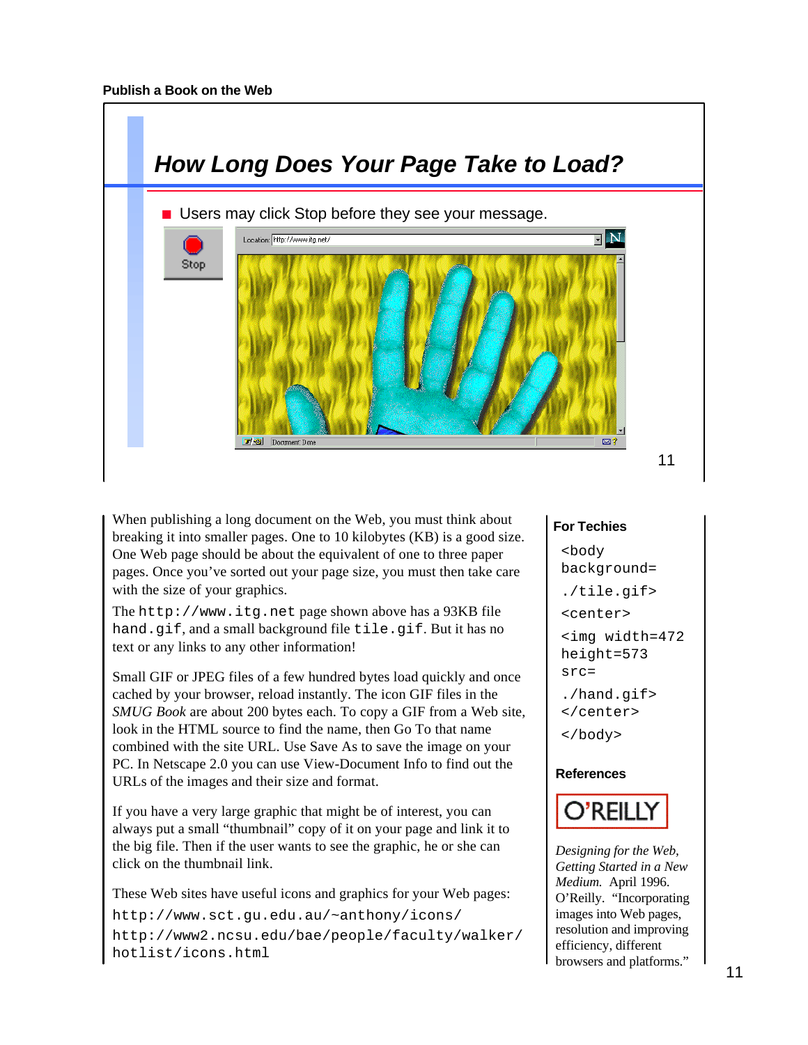## How Long Does Your Page Take to Load?

- Users may click Stop before they see your message.

When publishing a long document on the Web, you must think about breaking it into smaller pages. One to 10 kilobytes (KB) is a good size. One Web page should be about the equivalent of one to three paper pages. Once you've sorted out your page size, you must then take care with the size of your graphics.

The `http://www.itg.net` page shown above has a 93KB file `hand.gif`, and a small background file `tile.gif`. But it has no text or any links to any other information!

Small GIF or JPEG files of a few hundred bytes load quickly and once cached by your browser, reload instantly. The icon GIF files in the *SMUG Book* are about 200 bytes each. To copy a GIF from a Web site, look in the HTML source to find the name, then Go To that name combined with the site URL. Use Save As to save the image on your PC. In Netscape 2.0 you can use View-Document Info to find out the URLs of the images and their size and format.

If you have a very large graphic that might be of interest, you can always put a small "thumbnail" copy of it on your page and link it to the big file. Then if the user wants to see the graphic, he or she can click on the thumbnail link.

These Web sites have useful icons and graphics for your Web pages:

`http://www.sct.gu.edu.au/~anthony/icons/`

`http://www2.ncsu.edu/bae/people/faculty/walker/hotlist/icons.html`

### For Techies

```
<body background=
./tile.gif>
<center>
<img width=472 height=573 src=
./hand.gif>
</center>
</body>
```

### References

O'REILLY

*Designing for the Web, Getting Started in a New Medium.* April 1996. O'Reilly. "Incorporating images into Web pages, resolution and improving efficiency, different browsers and platforms."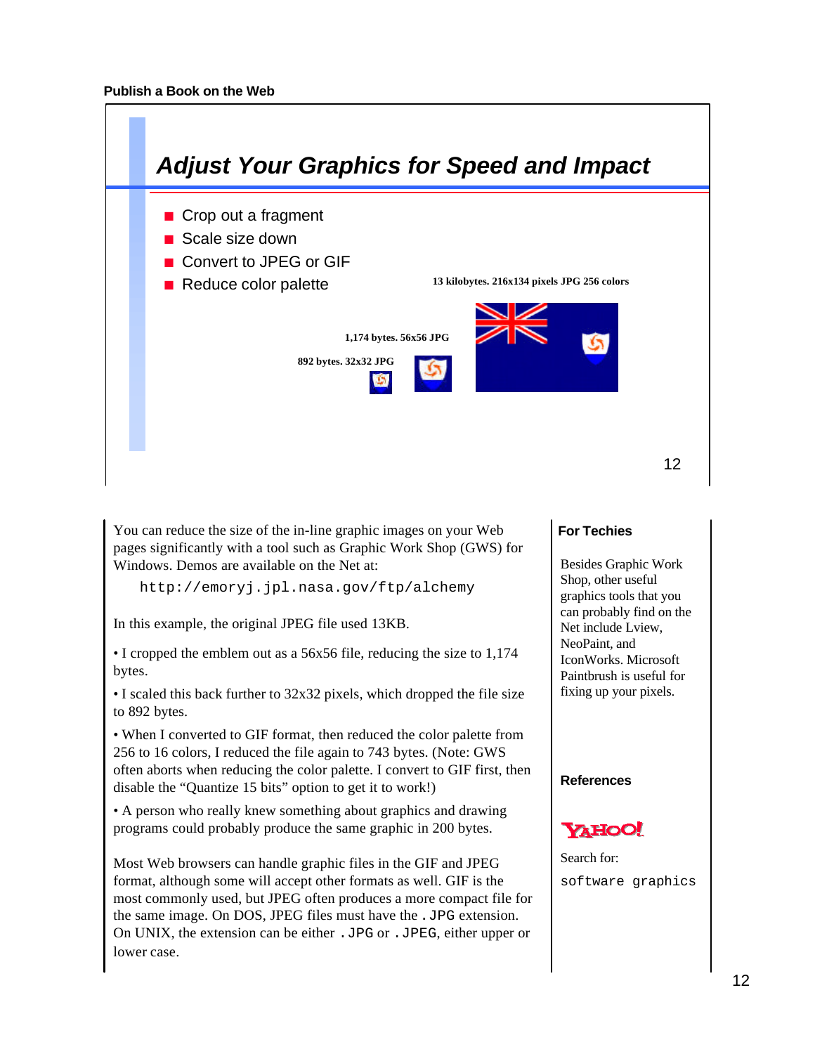## Adjust Your Graphics for Speed and Impact

- Crop out a fragment
- Scale size down
- Convert to JPEG or GIF
- Reduce color palette

13 kilobytes. 216x134 pixels JPG 256 colors

1,174 bytes. 56x56 JPG

892 bytes. 32x32 JPG

You can reduce the size of the in-line graphic images on your Web pages significantly with a tool such as Graphic Work Shop (GWS) for Windows. Demos are available on the Net at:

```
http://emoryj.jpl.nasa.gov/ftp/alchemy
```

In this example, the original JPEG file used 13KB.

• I cropped the emblem out as a 56x56 file, reducing the size to 1,174 bytes.

• I scaled this back further to 32x32 pixels, which dropped the file size to 892 bytes.

• When I converted to GIF format, then reduced the color palette from 256 to 16 colors, I reduced the file again to 743 bytes. (Note: GWS often aborts when reducing the color palette. I convert to GIF first, then disable the "Quantize 15 bits" option to get it to work!)

• A person who really knew something about graphics and drawing programs could probably produce the same graphic in 200 bytes.

Most Web browsers can handle graphic files in the GIF and JPEG format, although some will accept other formats as well. GIF is the most commonly used, but JPEG often produces a more compact file for the same image. On DOS, JPEG files must have the `.JPG` extension. On UNIX, the extension can be either `.JPG` or `.JPEG`, either upper or lower case.

### For Techies

Besides Graphic Work Shop, other useful graphics tools that you can probably find on the Net include Lview, NeoPaint, and IconWorks. Microsoft Paintbrush is useful for fixing up your pixels.

### References

YAHOO!

Search for:

`software graphics`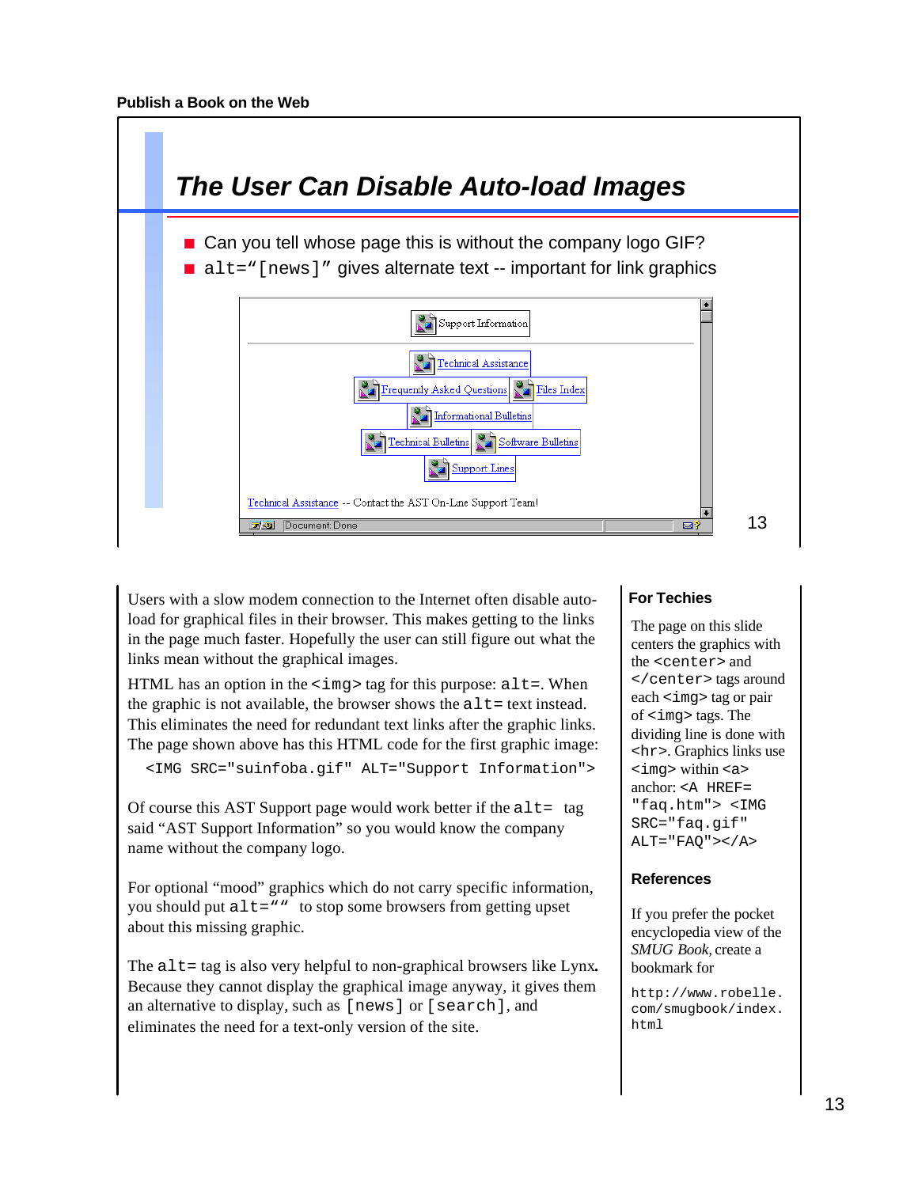## The User Can Disable Auto-load Images

- Can you tell whose page this is without the company logo GIF?
- `alt="[news]"` gives alternate text -- important for link graphics

Support Information

Technical Assistance

Frequently Asked Questions | Files Index

Informational Bulletins

Technical Bulletins | Software Bulletins

Support Lines

Technical Assistance -- Contact the AST On-Line Support Team!

Document: Done

Users with a slow modem connection to the Internet often disable auto-load for graphical files in their browser. This makes getting to the links in the page much faster. Hopefully the user can still figure out what the links mean without the graphical images.

HTML has an option in the `<img>` tag for this purpose: `alt=`. When the graphic is not available, the browser shows the `alt=` text instead. This eliminates the need for redundant text links after the graphic links. The page shown above has this HTML code for the first graphic image:

```
<IMG SRC="suinfoba.gif" ALT="Support Information">
```

Of course this AST Support page would work better if the `alt=` tag said "AST Support Information" so you would know the company name without the company logo.

For optional "mood" graphics which do not carry specific information, you should put `alt=""` to stop some browsers from getting upset about this missing graphic.

The `alt=` tag is also very helpful to non-graphical browsers like Lynx. Because they cannot display the graphical image anyway, it gives them an alternative to display, such as `[news]` or `[search]`, and eliminates the need for a text-only version of the site.

### For Techies

The page on this slide centers the graphics with the `<center>` and `</center>` tags around each `<img>` tag or pair of `<img>` tags. The dividing line is done with `<hr>`. Graphics links use `<img>` within `<a>` anchor: `<A HREF="faq.htm"> <IMG SRC="faq.gif" ALT="FAQ"></A>`

### References

If you prefer the pocket encyclopedia view of the *SMUG Book*, create a bookmark for

`http://www.robelle.com/smugbook/index.html`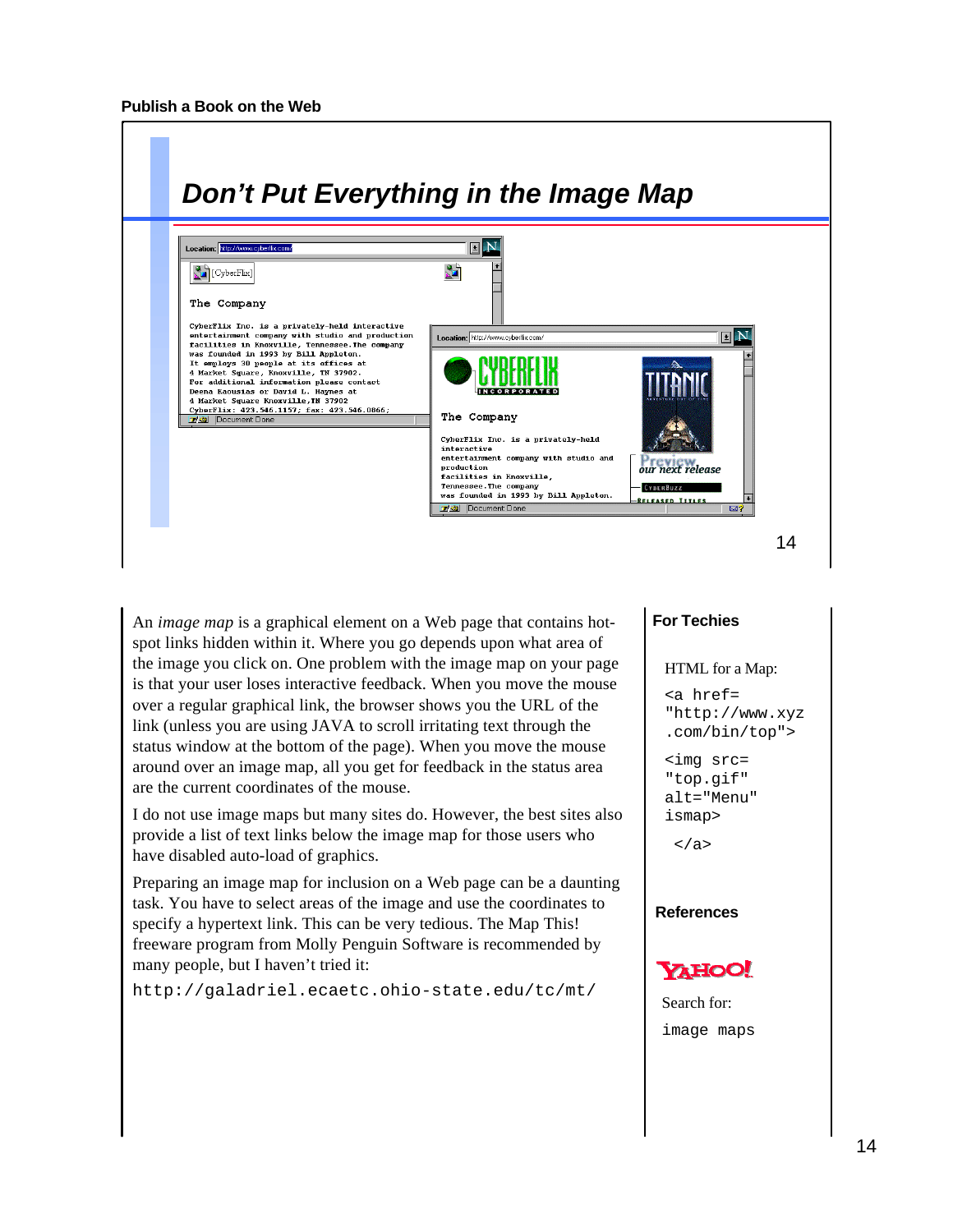## Don't Put Everything in the Image Map

An *image map* is a graphical element on a Web page that contains hot-spot links hidden within it. Where you go depends upon what area of the image you click on. One problem with the image map on your page is that your user loses interactive feedback. When you move the mouse over a regular graphical link, the browser shows you the URL of the link (unless you are using JAVA to scroll irritating text through the status window at the bottom of the page). When you move the mouse around over an image map, all you get for feedback in the status area are the current coordinates of the mouse.

I do not use image maps but many sites do. However, the best sites also provide a list of text links below the image map for those users who have disabled auto-load of graphics.

Preparing an image map for inclusion on a Web page can be a daunting task. You have to select areas of the image and use the coordinates to specify a hypertext link. This can be very tedious. The Map This! freeware program from Molly Penguin Software is recommended by many people, but I haven't tried it:

`http://galadriel.ecaetc.ohio-state.edu/tc/mt/`

### For Techies

HTML for a Map:

```
<a href=
"http://www.xyz
.com/bin/top">
<img src=
"top.gif"
alt="Menu"
ismap>
 </a>
```

### References

YAHOO!

Search for:

`image maps`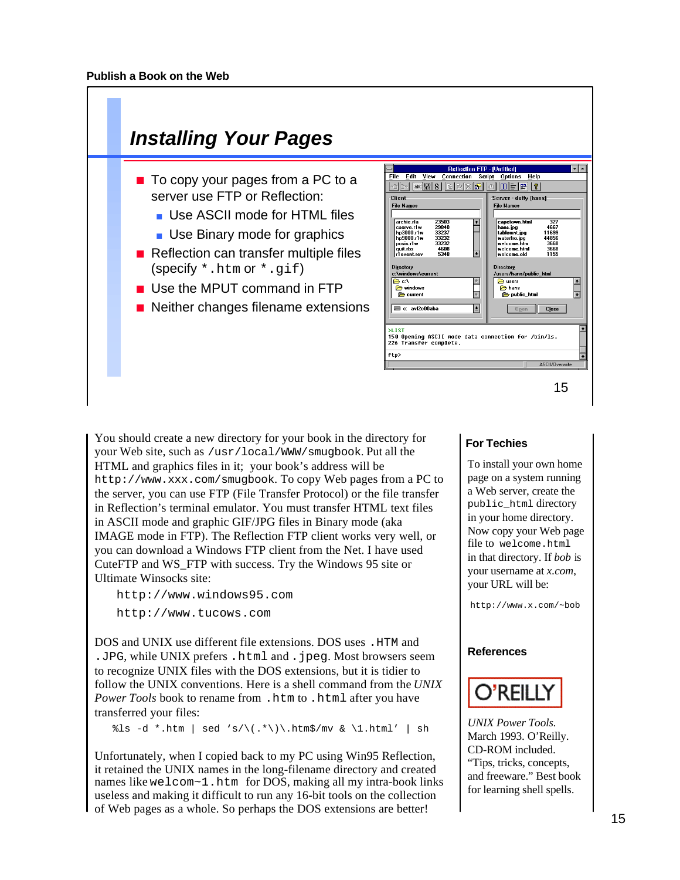## Installing Your Pages

- To copy your pages from a PC to a server use FTP or Reflection:
  - Use ASCII mode for HTML files
  - Use Binary mode for graphics
- Reflection can transfer multiple files (specify `*.htm` or `*.gif`)
- Use the MPUT command in FTP
- Neither changes filename extensions

You should create a new directory for your book in the directory for your Web site, such as `/usr/local/WWW/smugbook`. Put all the HTML and graphics files in it; your book's address will be `http://www.xxx.com/smugbook`. To copy Web pages from a PC to the server, you can use FTP (File Transfer Protocol) or the file transfer in Reflection's terminal emulator. You must transfer HTML text files in ASCII mode and graphic GIF/JPG files in Binary mode (aka IMAGE mode in FTP). The Reflection FTP client works very well, or you can download a Windows FTP client from the Net. I have used CuteFTP and WS_FTP with success. Try the Windows 95 site or Ultimate Winsocks site:

```
http://www.windows95.com
http://www.tucows.com
```

DOS and UNIX use different file extensions. DOS uses `.HTM` and `.JPG`, while UNIX prefers `.html` and `.jpeg`. Most browsers seem to recognize UNIX files with the DOS extensions, but it is tidier to follow the UNIX conventions. Here is a shell command from the *UNIX Power Tools* book to rename from `.htm` to `.html` after you have transferred your files:

```
%ls -d *.htm | sed 's/\(.*\)\.htm$/mv & \1.html' | sh
```

Unfortunately, when I copied back to my PC using Win95 Reflection, it retained the UNIX names in the long-filename directory and created names like `welcom~1.htm` for DOS, making all my intra-book links useless and making it difficult to run any 16-bit tools on the collection of Web pages as a whole. So perhaps the DOS extensions are better!

### For Techies

To install your own home page on a system running a Web server, create the `public_html` directory in your home directory. Now copy your Web page file to `welcome.html` in that directory. If *bob* is your username at *x.com*, your URL will be:

```
http://www.x.com/~bob
```

### References

O'REILLY

*UNIX Power Tools.* March 1993. O'Reilly. CD-ROM included. "Tips, tricks, concepts, and freeware." Best book for learning shell spells.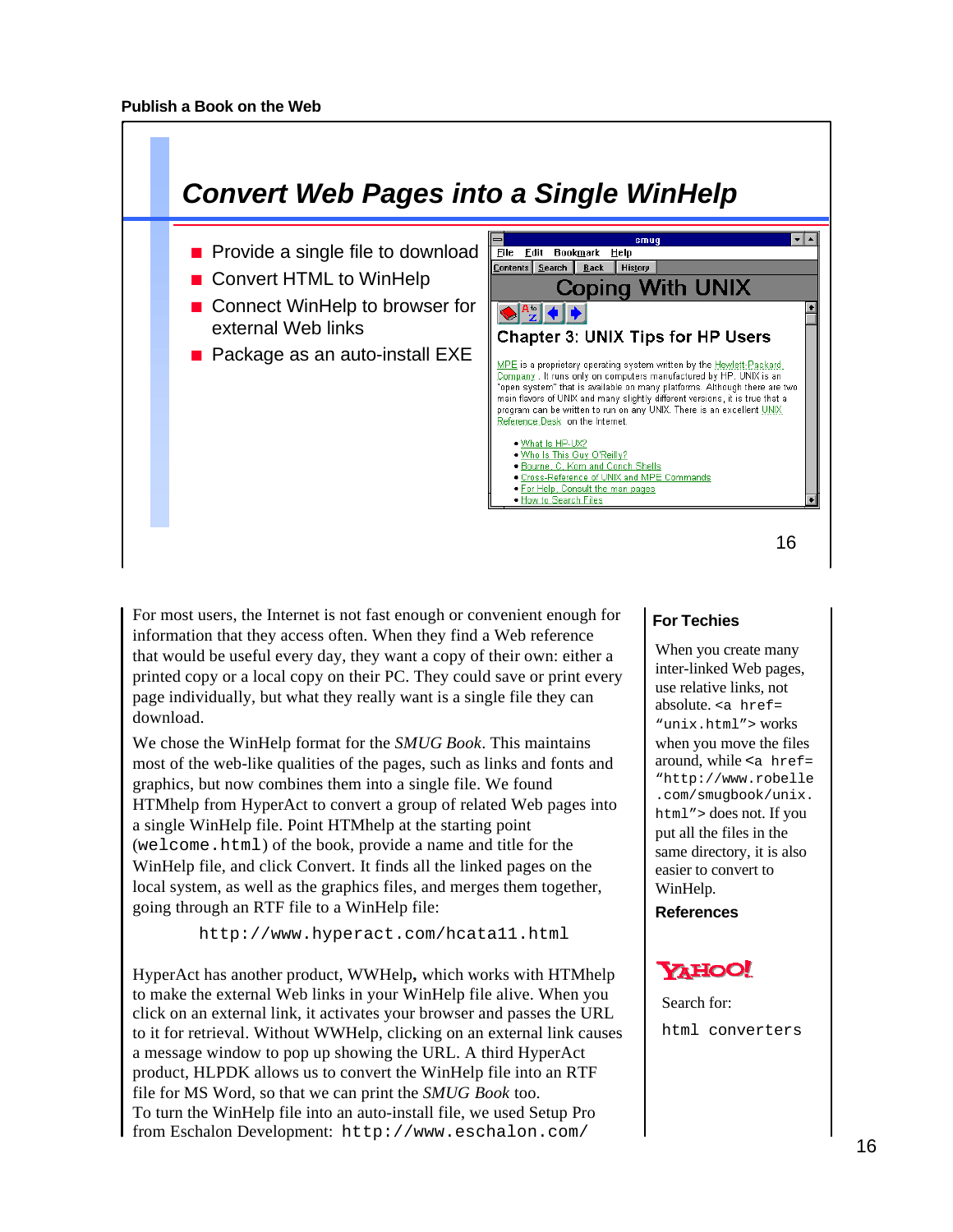Publish a Book on the Web

# Convert Web Pages into a Single WinHelp

- Provide a single file to download
- Convert HTML to WinHelp
- Connect WinHelp to browser for external Web links
- Package as an auto-install EXE

smug

File Edit Bookmark Help

Contents Search Back History

Coping With UNIX

Chapter 3: UNIX Tips for HP Users

MPE is a proprietary operating system written by the Hewlett-Packard Company . It runs only on computers manufactured by HP. UNIX is an "open system" that is available on many platforms. Although there are two main flavors of UNIX and many slightly different versions, it is true that a program can be written to run on any UNIX. There is an excellent UNIX Reference Desk on the Internet.

- What Is HP-UX?
- Who Is This Guy O'Reilly?
- Bourne, C, Korn and Conch Shells
- Cross-Reference of UNIX and MPE Commands
- For Help, Consult the man pages
- How to Search Files

For most users, the Internet is not fast enough or convenient enough for information that they access often. When they find a Web reference that would be useful every day, they want a copy of their own: either a printed copy or a local copy on their PC. They could save or print every page individually, but what they really want is a single file they can download.

We chose the WinHelp format for the *SMUG Book*. This maintains most of the web-like qualities of the pages, such as links and fonts and graphics, but now combines them into a single file. We found HTMhelp from HyperAct to convert a group of related Web pages into a single WinHelp file. Point HTMhelp at the starting point (`welcome.html`) of the book, provide a name and title for the WinHelp file, and click Convert. It finds all the linked pages on the local system, as well as the graphics files, and merges them together, going through an RTF file to a WinHelp file:

```
http://www.hyperact.com/hcata11.html
```

HyperAct has another product, WWHelp**,** which works with HTMhelp to make the external Web links in your WinHelp file alive. When you click on an external link, it activates your browser and passes the URL to it for retrieval. Without WWHelp, clicking on an external link causes a message window to pop up showing the URL. A third HyperAct product, HLPDK allows us to convert the WinHelp file into an RTF file for MS Word, so that we can print the *SMUG Book* too.
To turn the WinHelp file into an auto-install file, we used Setup Pro from Eschalon Development: `http://www.eschalon.com/`

### For Techies

When you create many inter-linked Web pages, use relative links, not absolute. `<a href="unix.html">` works when you move the files around, while `<a href="http://www.robelle.com/smugbook/unix.html">` does not. If you put all the files in the same directory, it is also easier to convert to WinHelp.

### References

YAHOO!

Search for:

`html converters`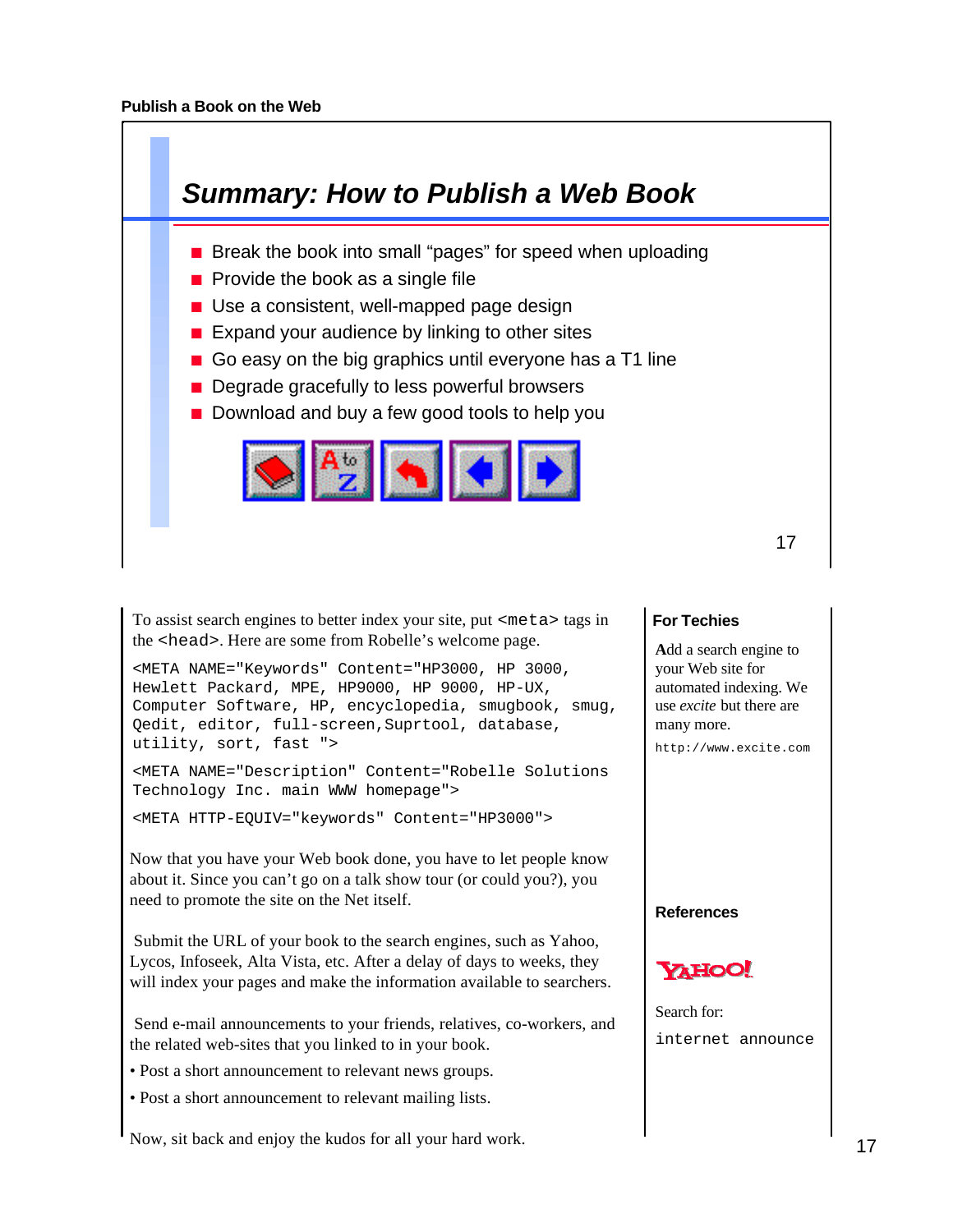## Summary: How to Publish a Web Book

- Break the book into small "pages" for speed when uploading
- Provide the book as a single file
- Use a consistent, well-mapped page design
- Expand your audience by linking to other sites
- Go easy on the big graphics until everyone has a T1 line
- Degrade gracefully to less powerful browsers
- Download and buy a few good tools to help you

To assist search engines to better index your site, put `<meta>` tags in the `<head>`. Here are some from Robelle's welcome page.

```
<META NAME="Keywords" Content="HP3000, HP 3000,
Hewlett Packard, MPE, HP9000, HP 9000, HP-UX,
Computer Software, HP, encyclopedia, smugbook, smug,
Qedit, editor, full-screen,Suprtool, database,
utility, sort, fast ">

<META NAME="Description" Content="Robelle Solutions
Technology Inc. main WWW homepage">

<META HTTP-EQUIV="keywords" Content="HP3000">
```

Now that you have your Web book done, you have to let people know about it. Since you can't go on a talk show tour (or could you?), you need to promote the site on the Net itself.

Submit the URL of your book to the search engines, such as Yahoo, Lycos, Infoseek, Alta Vista, etc. After a delay of days to weeks, they will index your pages and make the information available to searchers.

Send e-mail announcements to your friends, relatives, co-workers, and the related web-sites that you linked to in your book.

- Post a short announcement to relevant news groups.
- Post a short announcement to relevant mailing lists.

Now, sit back and enjoy the kudos for all your hard work.

### For Techies

Add a search engine to your Web site for automated indexing. We use *excite* but there are many more.

`http://www.excite.com`

### References

YAHOO!

Search for:

`internet announce`